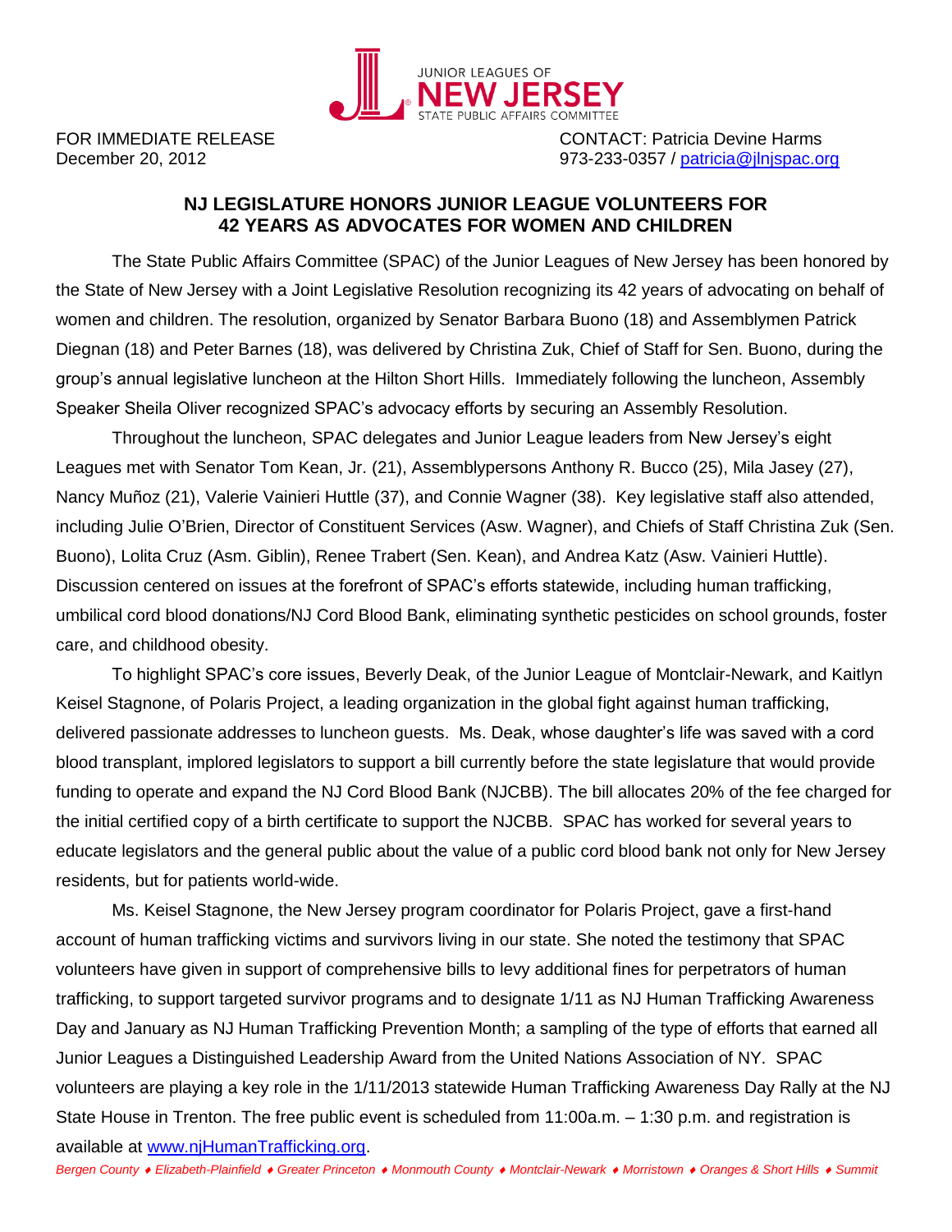JUNIOR LEAGUES OF NEW JERSEY STATE PUBLIC AFFAIRS COMMITTEE

FOR IMMEDIATE RELEASE
December 20, 2012

CONTACT: Patricia Devine Harms
973-233-0357 / patricia@jlnjspac.org

## NJ LEGISLATURE HONORS JUNIOR LEAGUE VOLUNTEERS FOR 42 YEARS AS ADVOCATES FOR WOMEN AND CHILDREN

The State Public Affairs Committee (SPAC) of the Junior Leagues of New Jersey has been honored by the State of New Jersey with a Joint Legislative Resolution recognizing its 42 years of advocating on behalf of women and children. The resolution, organized by Senator Barbara Buono (18) and Assemblymen Patrick Diegnan (18) and Peter Barnes (18), was delivered by Christina Zuk, Chief of Staff for Sen. Buono, during the group's annual legislative luncheon at the Hilton Short Hills. Immediately following the luncheon, Assembly Speaker Sheila Oliver recognized SPAC's advocacy efforts by securing an Assembly Resolution.

Throughout the luncheon, SPAC delegates and Junior League leaders from New Jersey's eight Leagues met with Senator Tom Kean, Jr. (21), Assemblypersons Anthony R. Bucco (25), Mila Jasey (27), Nancy Muñoz (21), Valerie Vainieri Huttle (37), and Connie Wagner (38). Key legislative staff also attended, including Julie O'Brien, Director of Constituent Services (Asw. Wagner), and Chiefs of Staff Christina Zuk (Sen. Buono), Lolita Cruz (Asm. Giblin), Renee Trabert (Sen. Kean), and Andrea Katz (Asw. Vainieri Huttle). Discussion centered on issues at the forefront of SPAC's efforts statewide, including human trafficking, umbilical cord blood donations/NJ Cord Blood Bank, eliminating synthetic pesticides on school grounds, foster care, and childhood obesity.

To highlight SPAC's core issues, Beverly Deak, of the Junior League of Montclair-Newark, and Kaitlyn Keisel Stagnone, of Polaris Project, a leading organization in the global fight against human trafficking, delivered passionate addresses to luncheon guests. Ms. Deak, whose daughter's life was saved with a cord blood transplant, implored legislators to support a bill currently before the state legislature that would provide funding to operate and expand the NJ Cord Blood Bank (NJCBB). The bill allocates 20% of the fee charged for the initial certified copy of a birth certificate to support the NJCBB. SPAC has worked for several years to educate legislators and the general public about the value of a public cord blood bank not only for New Jersey residents, but for patients world-wide.

Ms. Keisel Stagnone, the New Jersey program coordinator for Polaris Project, gave a first-hand account of human trafficking victims and survivors living in our state. She noted the testimony that SPAC volunteers have given in support of comprehensive bills to levy additional fines for perpetrators of human trafficking, to support targeted survivor programs and to designate 1/11 as NJ Human Trafficking Awareness Day and January as NJ Human Trafficking Prevention Month; a sampling of the type of efforts that earned all Junior Leagues a Distinguished Leadership Award from the United Nations Association of NY. SPAC volunteers are playing a key role in the 1/11/2013 statewide Human Trafficking Awareness Day Rally at the NJ State House in Trenton. The free public event is scheduled from 11:00a.m. – 1:30 p.m. and registration is available at www.njHumanTrafficking.org.

*Bergen County ♦ Elizabeth-Plainfield ♦ Greater Princeton ♦ Monmouth County ♦ Montclair-Newark ♦ Morristown ♦ Oranges & Short Hills ♦ Summit*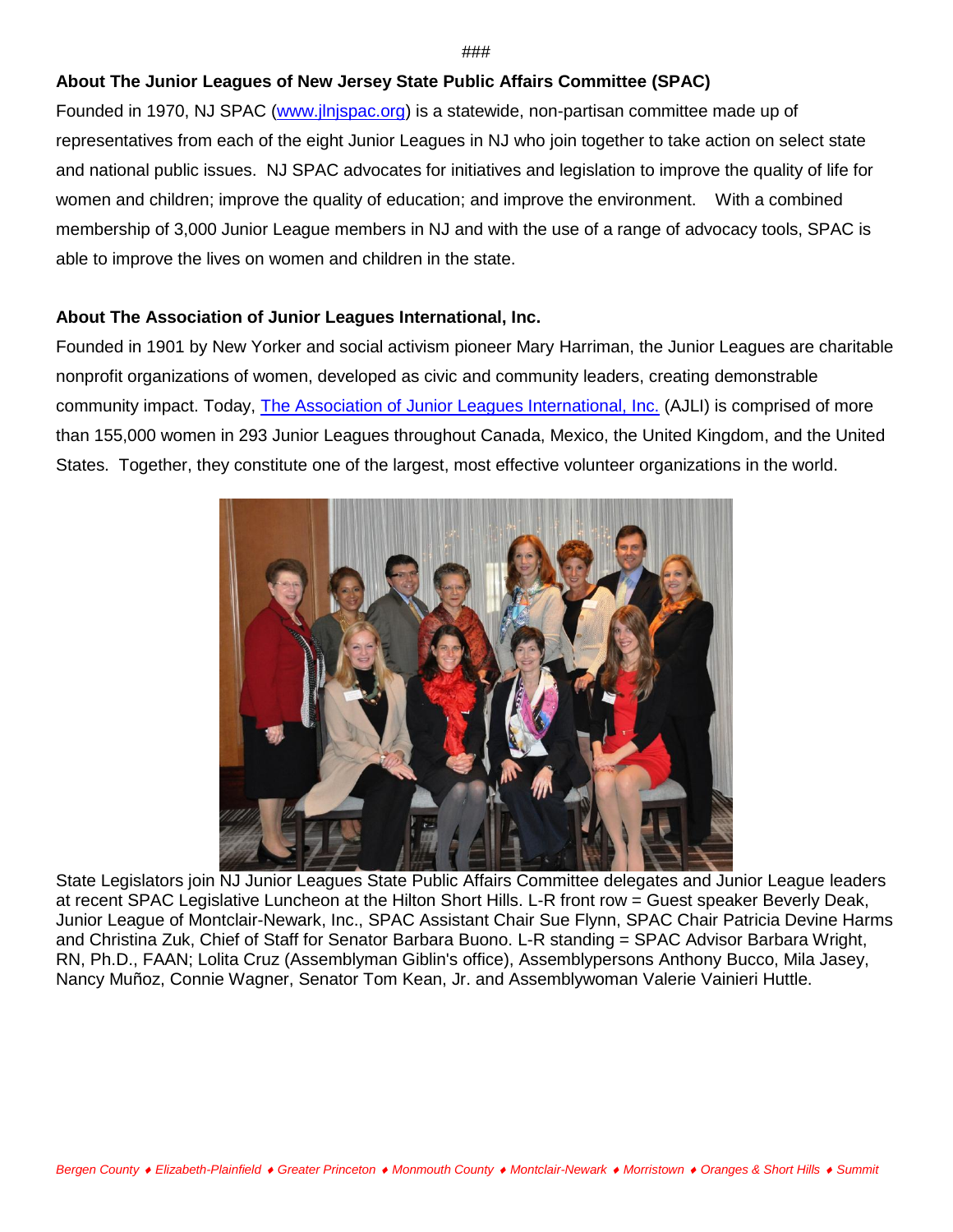###

**About The Junior Leagues of New Jersey State Public Affairs Committee (SPAC)**

Founded in 1970, NJ SPAC (www.jlnjspac.org) is a statewide, non-partisan committee made up of representatives from each of the eight Junior Leagues in NJ who join together to take action on select state and national public issues. NJ SPAC advocates for initiatives and legislation to improve the quality of life for women and children; improve the quality of education; and improve the environment. With a combined membership of 3,000 Junior League members in NJ and with the use of a range of advocacy tools, SPAC is able to improve the lives on women and children in the state.

**About The Association of Junior Leagues International, Inc.**

Founded in 1901 by New Yorker and social activism pioneer Mary Harriman, the Junior Leagues are charitable nonprofit organizations of women, developed as civic and community leaders, creating demonstrable community impact. Today, The Association of Junior Leagues International, Inc. (AJLI) is comprised of more than 155,000 women in 293 Junior Leagues throughout Canada, Mexico, the United Kingdom, and the United States. Together, they constitute one of the largest, most effective volunteer organizations in the world.

State Legislators join NJ Junior Leagues State Public Affairs Committee delegates and Junior League leaders at recent SPAC Legislative Luncheon at the Hilton Short Hills. L-R front row = Guest speaker Beverly Deak, Junior League of Montclair-Newark, Inc., SPAC Assistant Chair Sue Flynn, SPAC Chair Patricia Devine Harms and Christina Zuk, Chief of Staff for Senator Barbara Buono. L-R standing = SPAC Advisor Barbara Wright, RN, Ph.D., FAAN; Lolita Cruz (Assemblyman Giblin's office), Assemblypersons Anthony Bucco, Mila Jasey, Nancy Muñoz, Connie Wagner, Senator Tom Kean, Jr. and Assemblywoman Valerie Vainieri Huttle.

*Bergen County ♦ Elizabeth-Plainfield ♦ Greater Princeton ♦ Monmouth County ♦ Montclair-Newark ♦ Morristown ♦ Oranges & Short Hills ♦ Summit*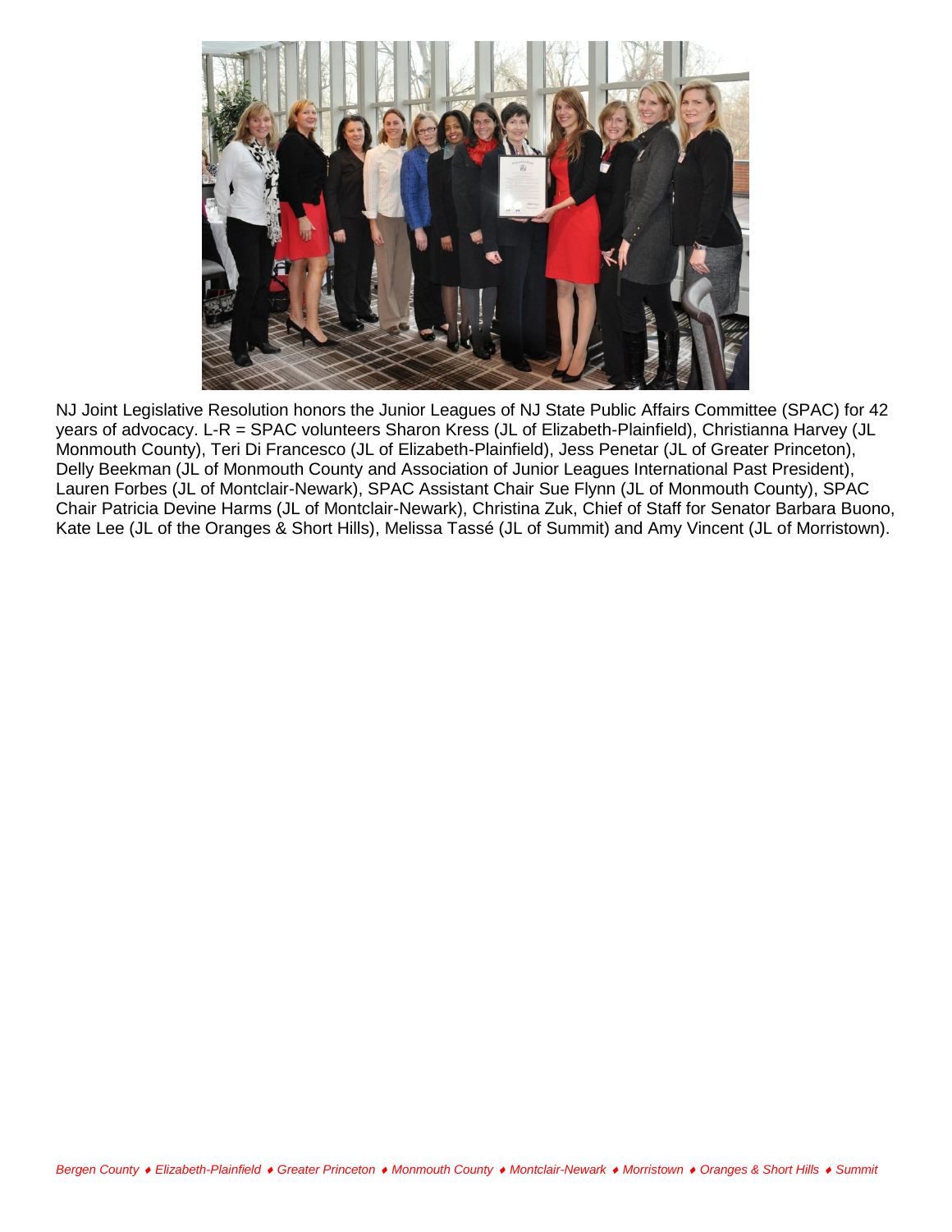NJ Joint Legislative Resolution honors the Junior Leagues of NJ State Public Affairs Committee (SPAC) for 42 years of advocacy. L-R = SPAC volunteers Sharon Kress (JL of Elizabeth-Plainfield), Christianna Harvey (JL Monmouth County), Teri Di Francesco (JL of Elizabeth-Plainfield), Jess Penetar (JL of Greater Princeton), Delly Beekman (JL of Monmouth County and Association of Junior Leagues International Past President), Lauren Forbes (JL of Montclair-Newark), SPAC Assistant Chair Sue Flynn (JL of Monmouth County), SPAC Chair Patricia Devine Harms (JL of Montclair-Newark), Christina Zuk, Chief of Staff for Senator Barbara Buono, Kate Lee (JL of the Oranges & Short Hills), Melissa Tassé (JL of Summit) and Amy Vincent (JL of Morristown).